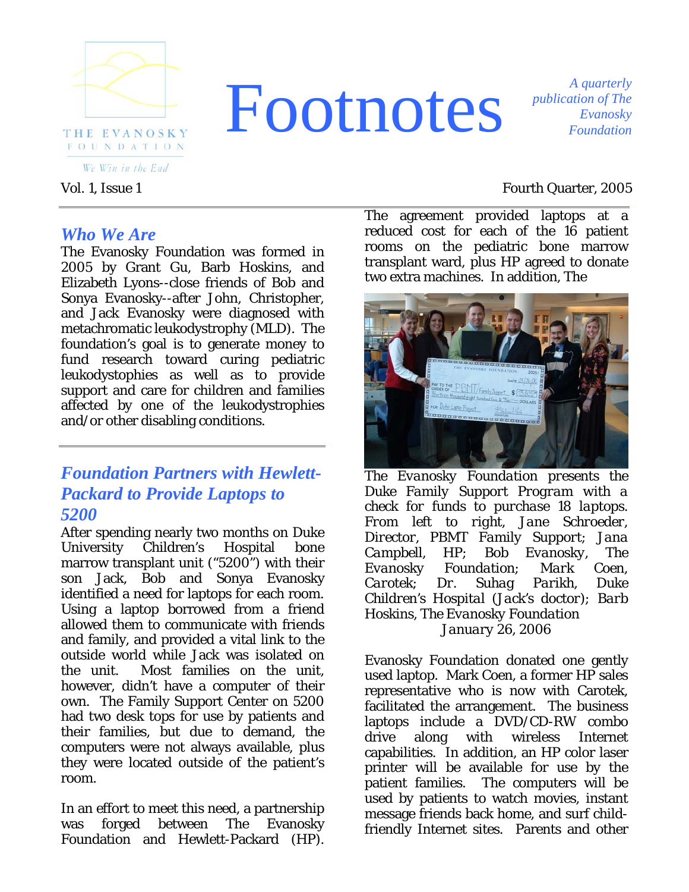THE EVANOSKY FOUNDATION

*We Win in the End*

# Footnotes

*A quarterly publication of The Evanosky Foundation*

Vol. 1, Issue 1 Fourth Quarter, 2005

## *Who We Are*

The Evanosky Foundation was formed in 2005 by Grant Gu, Barb Hoskins, and Elizabeth Lyons--close friends of Bob and Sonya Evanosky--after John, Christopher, and Jack Evanosky were diagnosed with metachromatic leukodystrophy (MLD). The foundation's goal is to generate money to fund research toward curing pediatric leukodystophies as well as to provide support and care for children and families affected by one of the leukodystrophies and/or other disabling conditions.

## *Foundation Partners with Hewlett-Packard to Provide Laptops to 5200*

After spending nearly two months on Duke University Children's Hospital bone marrow transplant unit ("5200") with their son Jack, Bob and Sonya Evanosky identified a need for laptops for each room. Using a laptop borrowed from a friend allowed them to communicate with friends and family, and provided a vital link to the outside world while Jack was isolated on the unit. Most families on the unit, however, didn't have a computer of their own. The Family Support Center on 5200 had two desk tops for use by patients and their families, but due to demand, the computers were not always available, plus they were located outside of the patient's room.

In an effort to meet this need, a partnership was forged between The Evanosky Foundation and Hewlett-Packard (HP). The agreement provided laptops at a reduced cost for each of the 16 patient rooms on the pediatric bone marrow transplant ward, plus HP agreed to donate two extra machines. In addition, The Evanosky Foundation donated one gently used laptop. Mark Coen, a former HP sales representative who is now with Carotek, facilitated the arrangement. The business laptops include a DVD/CD-RW combo drive along with wireless Internet capabilities. In addition, an HP color laser printer will be available for use by the patient families. The computers will be used by patients to watch movies, instant message friends back home, and surf child-friendly Internet sites. Parents and other

*The Evanosky Foundation presents the Duke Family Support Program with a check for funds to purchase 18 laptops. From left to right, Jane Schroeder, Director, PBMT Family Support; Jana Campbell, HP; Bob Evanosky, The Evanosky Foundation; Mark Coen, Carotek; Dr. Suhag Parikh, Duke Children's Hospital (Jack's doctor); Barb Hoskins, The Evanosky Foundation*

*January 26, 2006*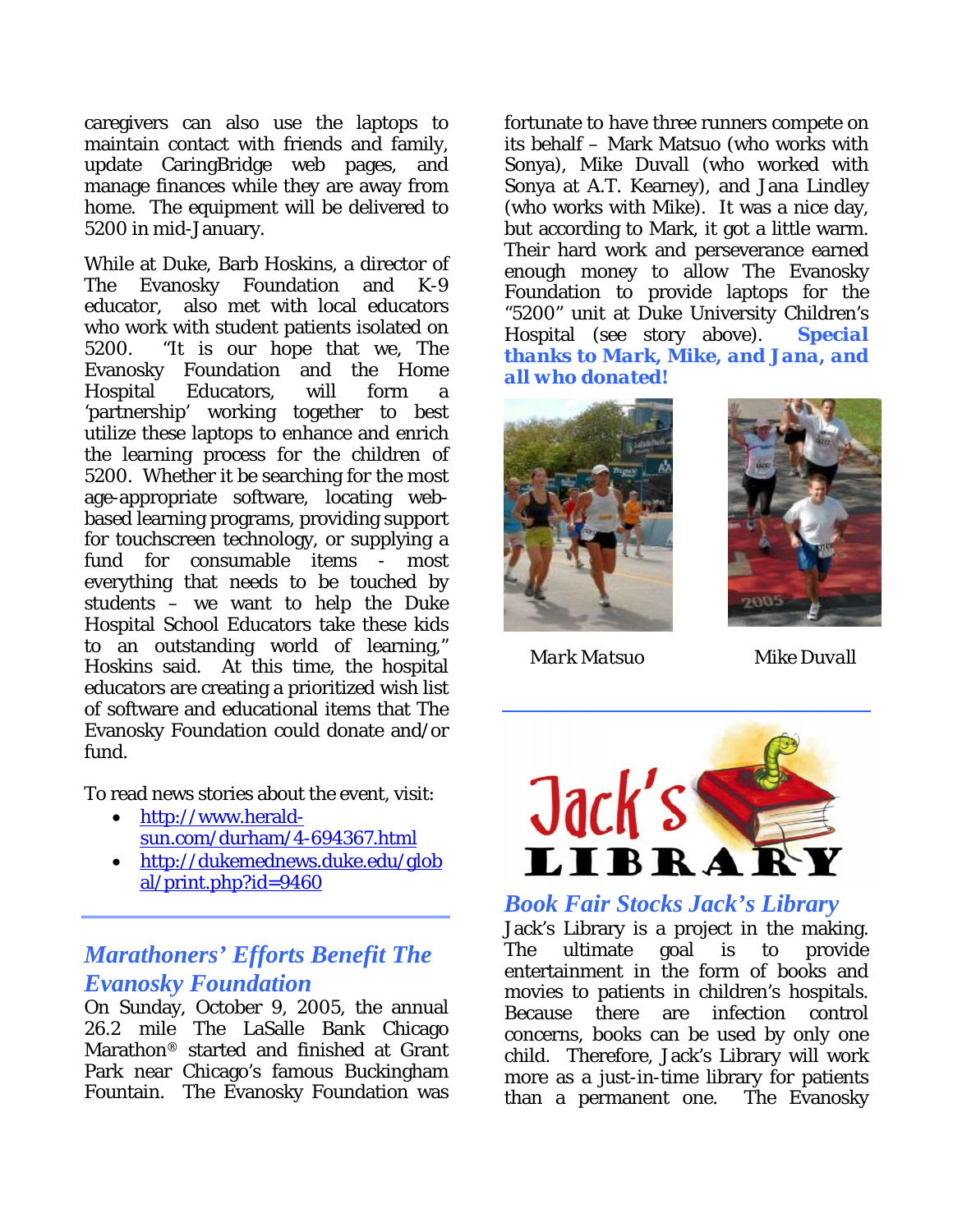caregivers can also use the laptops to maintain contact with friends and family, update CaringBridge web pages, and manage finances while they are away from home. The equipment will be delivered to 5200 in mid-January.

While at Duke, Barb Hoskins, a director of The Evanosky Foundation and K-9 educator, also met with local educators who work with student patients isolated on 5200. "It is our hope that we, The Evanosky Foundation and the Home Hospital Educators, will form a 'partnership' working together to best utilize these laptops to enhance and enrich the learning process for the children of 5200. Whether it be searching for the most age-appropriate software, locating web-based learning programs, providing support for touchscreen technology, or supplying a fund for consumable items - most everything that needs to be touched by students – we want to help the Duke Hospital School Educators take these kids to an outstanding world of learning," Hoskins said. At this time, the hospital educators are creating a prioritized wish list of software and educational items that The Evanosky Foundation could donate and/or fund.

To read news stories about the event, visit:

- http://www.herald-sun.com/durham/4-694367.html
- http://dukemednews.duke.edu/global/print.php?id=9460

---

## *Marathoners' Efforts Benefit The Evanosky Foundation*

On Sunday, October 9, 2005, the annual 26.2 mile The LaSalle Bank Chicago Marathon® started and finished at Grant Park near Chicago's famous Buckingham Fountain. The Evanosky Foundation was fortunate to have three runners compete on its behalf – Mark Matsuo (who works with Sonya), Mike Duvall (who worked with Sonya at A.T. Kearney), and Jana Lindley (who works with Mike). It was a nice day, but according to Mark, it got a little warm. Their hard work and perseverance earned enough money to allow The Evanosky Foundation to provide laptops for the "5200" unit at Duke University Children's Hospital (see story above). ***Special thanks to Mark, Mike, and Jana, and all who donated!***

*Mark Matsuo*

*Mike Duvall*

---

## *Book Fair Stocks Jack's Library*

Jack's Library is a project in the making. The ultimate goal is to provide entertainment in the form of books and movies to patients in children's hospitals. Because there are infection control concerns, books can be used by only one child. Therefore, Jack's Library will work more as a just-in-time library for patients than a permanent one. The Evanosky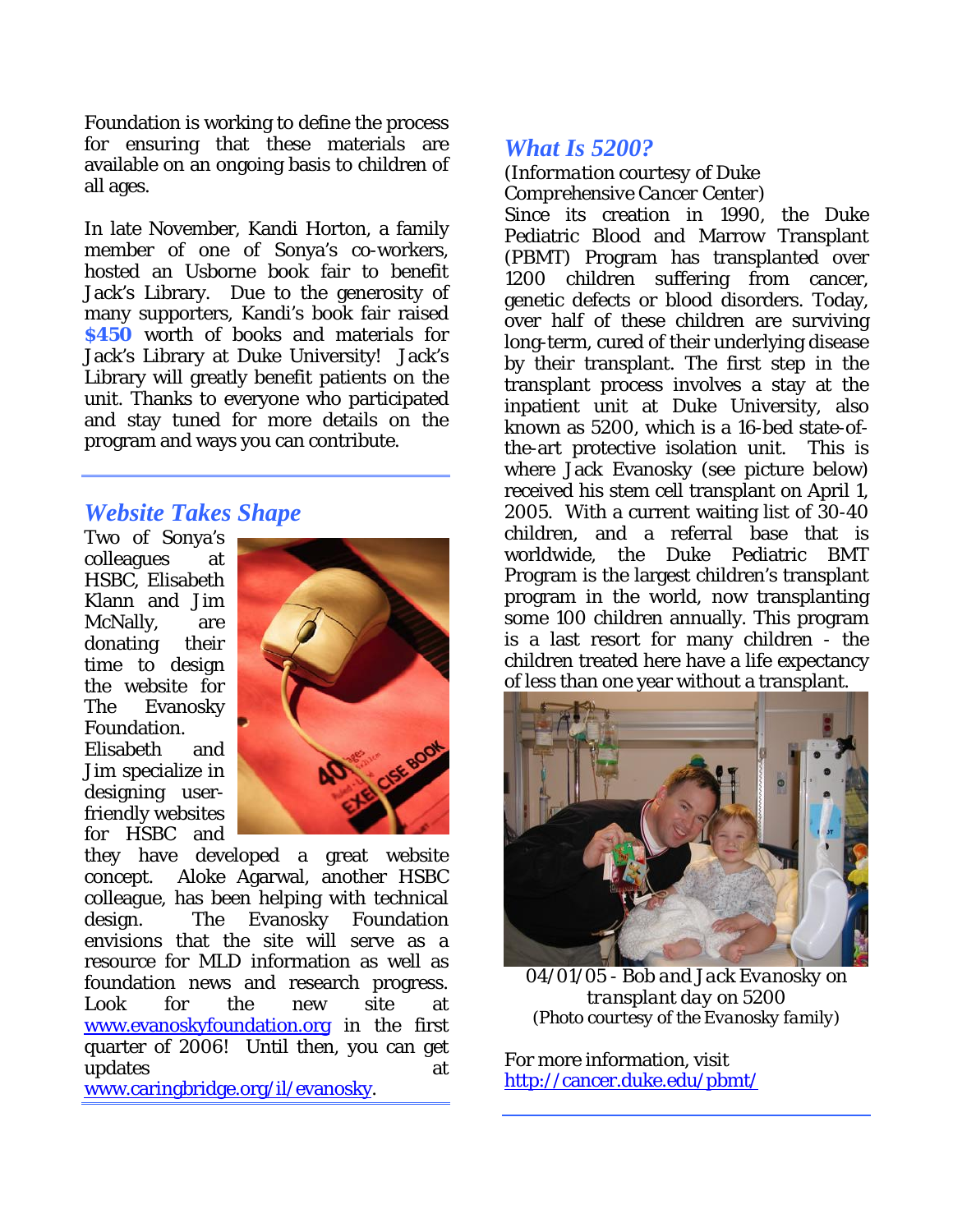Foundation is working to define the process for ensuring that these materials are available on an ongoing basis to children of all ages.

In late November, Kandi Horton, a family member of one of Sonya's co-workers, hosted an Usborne book fair to benefit Jack's Library. Due to the generosity of many supporters, Kandi's book fair raised **$450** worth of books and materials for Jack's Library at Duke University! Jack's Library will greatly benefit patients on the unit. Thanks to everyone who participated and stay tuned for more details on the program and ways you can contribute.

## *Website Takes Shape*

Two of Sonya's colleagues at HSBC, Elisabeth Klann and Jim McNally, are donating their time to design the website for The Evanosky Foundation. Elisabeth and Jim specialize in designing user-friendly websites for HSBC and they have developed a great website concept. Aloke Agarwal, another HSBC colleague, has been helping with technical design. The Evanosky Foundation envisions that the site will serve as a resource for MLD information as well as foundation news and research progress. Look for the new site at www.evanoskyfoundation.org in the first quarter of 2006! Until then, you can get updates at www.caringbridge.org/il/evanosky.

## *What Is 5200?*

*(Information courtesy of Duke Comprehensive Cancer Center)*

Since its creation in 1990, the Duke Pediatric Blood and Marrow Transplant (PBMT) Program has transplanted over 1200 children suffering from cancer, genetic defects or blood disorders. Today, over half of these children are surviving long-term, cured of their underlying disease by their transplant. The first step in the transplant process involves a stay at the inpatient unit at Duke University, also known as 5200, which is a 16-bed state-of-the-art protective isolation unit. This is where Jack Evanosky (see picture below) received his stem cell transplant on April 1, 2005. With a current waiting list of 30-40 children, and a referral base that is worldwide, the Duke Pediatric BMT Program is the largest children's transplant program in the world, now transplanting some 100 children annually. This program is a last resort for many children - the children treated here have a life expectancy of less than one year without a transplant.

*04/01/05 - Bob and Jack Evanosky on transplant day on 5200*
*(Photo courtesy of the Evanosky family)*

For more information, visit http://cancer.duke.edu/pbmt/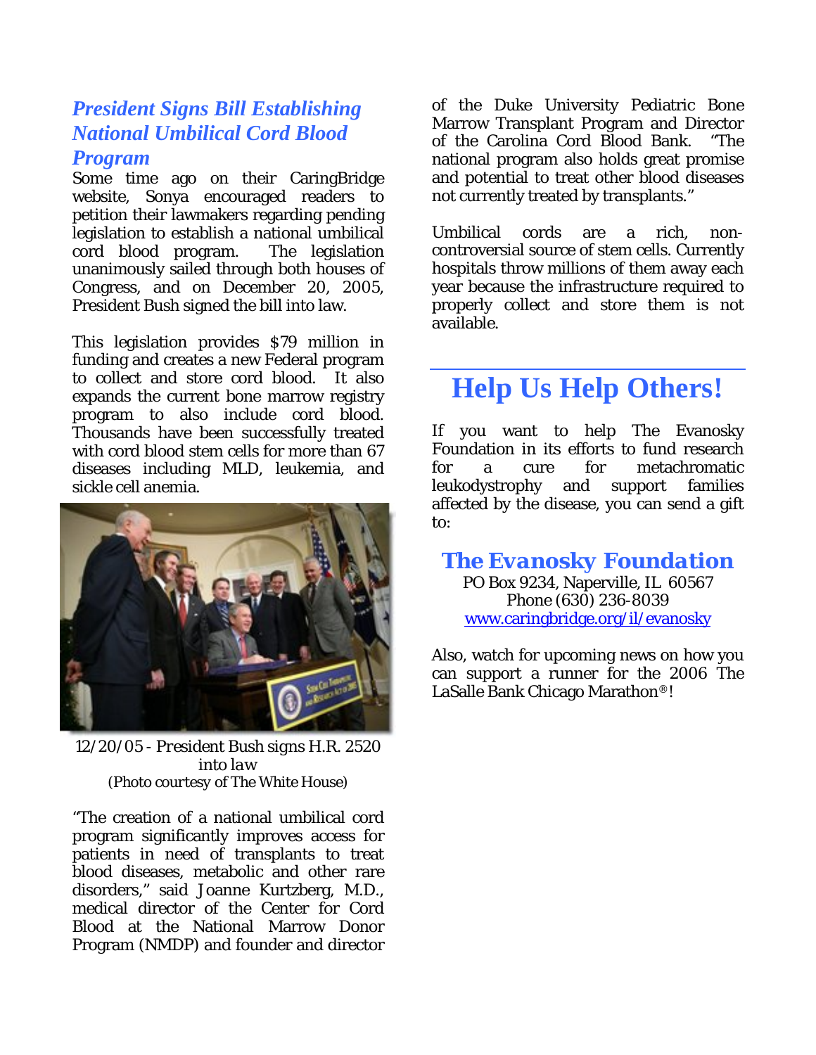## *President Signs Bill Establishing National Umbilical Cord Blood Program*

Some time ago on their CaringBridge website, Sonya encouraged readers to petition their lawmakers regarding pending legislation to establish a national umbilical cord blood program. The legislation unanimously sailed through both houses of Congress, and on December 20, 2005, President Bush signed the bill into law.

This legislation provides $79 million in funding and creates a new Federal program to collect and store cord blood. It also expands the current bone marrow registry program to also include cord blood. Thousands have been successfully treated with cord blood stem cells for more than 67 diseases including MLD, leukemia, and sickle cell anemia.

12/20/05 - President Bush signs H.R. 2520 into law
(Photo courtesy of The White House)

"The creation of a national umbilical cord program significantly improves access for patients in need of transplants to treat blood diseases, metabolic and other rare disorders," said Joanne Kurtzberg, M.D., medical director of the Center for Cord Blood at the National Marrow Donor Program (NMDP) and founder and director of the Duke University Pediatric Bone Marrow Transplant Program and Director of the Carolina Cord Blood Bank. "The national program also holds great promise and potential to treat other blood diseases not currently treated by transplants."

Umbilical cords are a rich, non-controversial source of stem cells. Currently hospitals throw millions of them away each year because the infrastructure required to properly collect and store them is not available.

---

# Help Us Help Others!

If you want to help The Evanosky Foundation in its efforts to fund research for a cure for metachromatic leukodystrophy and support families affected by the disease, you can send a gift to:

### *The Evanosky Foundation*

PO Box 9234, Naperville, IL 60567
Phone (630) 236-8039
www.caringbridge.org/il/evanosky

Also, watch for upcoming news on how you can support a runner for the 2006 The LaSalle Bank Chicago Marathon®!